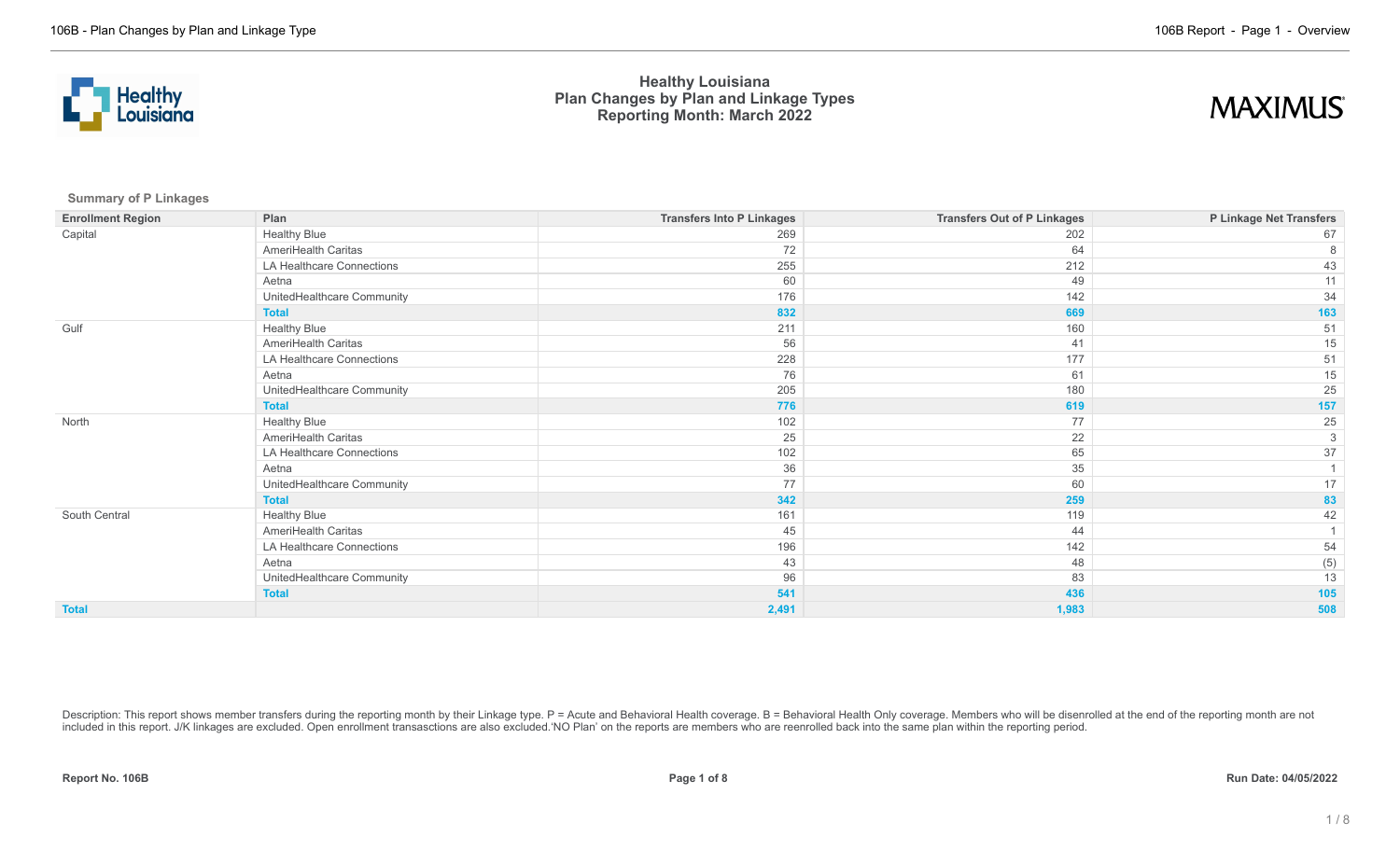# Healthy Louisiana
## Plan Changes by Plan and Linkage Types
## Reporting Month: March 2022

MAXIMUS

### Summary of P Linkages

| Enrollment Region | Plan | Transfers Into P Linkages | Transfers Out of P Linkages | P Linkage Net Transfers |
|---|---|---|---|---|
| Capital | Healthy Blue | 269 | 202 | 67 |
| | AmeriHealth Caritas | 72 | 64 | 8 |
| | LA Healthcare Connections | 255 | 212 | 43 |
| | Aetna | 60 | 49 | 11 |
| | UnitedHealthcare Community | 176 | 142 | 34 |
| | **Total** | **832** | **669** | **163** |
| Gulf | Healthy Blue | 211 | 160 | 51 |
| | AmeriHealth Caritas | 56 | 41 | 15 |
| | LA Healthcare Connections | 228 | 177 | 51 |
| | Aetna | 76 | 61 | 15 |
| | UnitedHealthcare Community | 205 | 180 | 25 |
| | **Total** | **776** | **619** | **157** |
| North | Healthy Blue | 102 | 77 | 25 |
| | AmeriHealth Caritas | 25 | 22 | 3 |
| | LA Healthcare Connections | 102 | 65 | 37 |
| | Aetna | 36 | 35 | 1 |
| | UnitedHealthcare Community | 77 | 60 | 17 |
| | **Total** | **342** | **259** | **83** |
| South Central | Healthy Blue | 161 | 119 | 42 |
| | AmeriHealth Caritas | 45 | 44 | 1 |
| | LA Healthcare Connections | 196 | 142 | 54 |
| | Aetna | 43 | 48 | (5) |
| | UnitedHealthcare Community | 96 | 83 | 13 |
| | **Total** | **541** | **436** | **105** |
| **Total** | | **2,491** | **1,983** | **508** |

Description: This report shows member transfers during the reporting month by their Linkage type. P = Acute and Behavioral Health coverage. B = Behavioral Health Only coverage. Members who will be disenrolled at the end of the reporting month are not included in this report. J/K linkages are excluded. Open enrollment transasctions are also excluded.'NO Plan' on the reports are members who are reenrolled back into the same plan within the reporting period.

**Report No. 106B** **Run Date: 04/05/2022**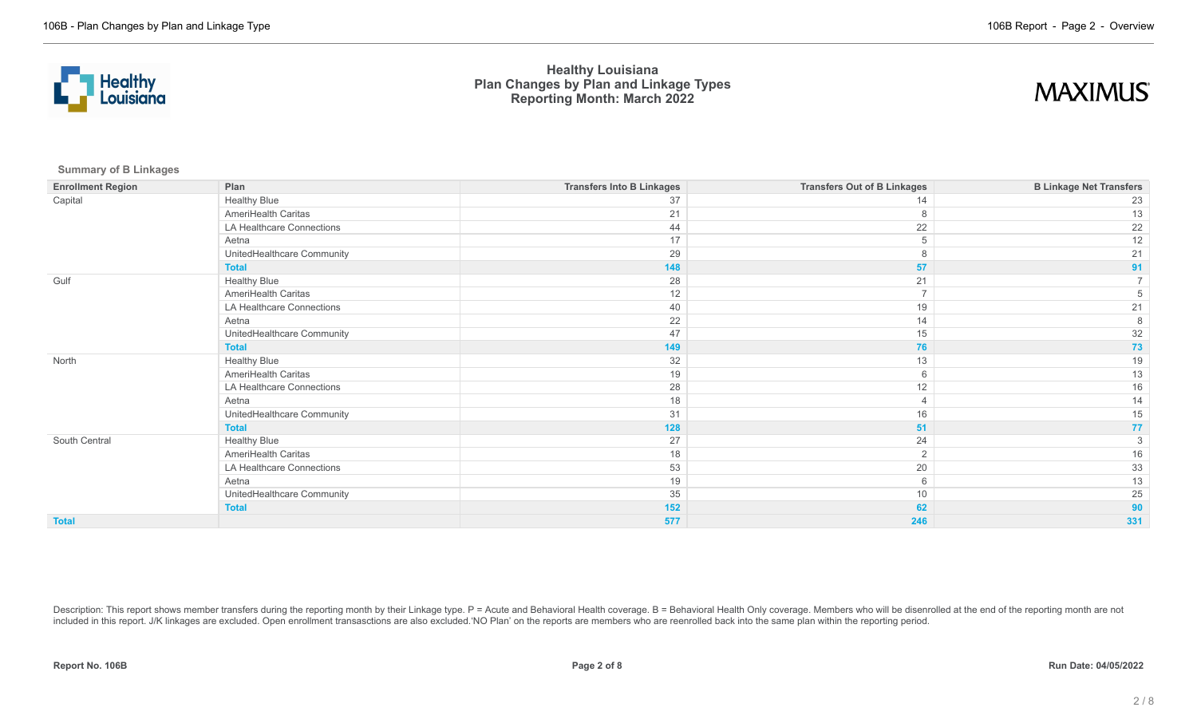# Healthy Louisiana
## Plan Changes by Plan and Linkage Types
### Reporting Month: March 2022

**Summary of B Linkages**

| Enrollment Region | Plan | Transfers Into B Linkages | Transfers Out of B Linkages | B Linkage Net Transfers |
|---|---|---|---|---|
| Capital | Healthy Blue | 37 | 14 | 23 |
| | AmeriHealth Caritas | 21 | 8 | 13 |
| | LA Healthcare Connections | 44 | 22 | 22 |
| | Aetna | 17 | 5 | 12 |
| | UnitedHealthcare Community | 29 | 8 | 21 |
| | **Total** | **148** | **57** | **91** |
| Gulf | Healthy Blue | 28 | 21 | 7 |
| | AmeriHealth Caritas | 12 | 7 | 5 |
| | LA Healthcare Connections | 40 | 19 | 21 |
| | Aetna | 22 | 14 | 8 |
| | UnitedHealthcare Community | 47 | 15 | 32 |
| | **Total** | **149** | **76** | **73** |
| North | Healthy Blue | 32 | 13 | 19 |
| | AmeriHealth Caritas | 19 | 6 | 13 |
| | LA Healthcare Connections | 28 | 12 | 16 |
| | Aetna | 18 | 4 | 14 |
| | UnitedHealthcare Community | 31 | 16 | 15 |
| | **Total** | **128** | **51** | **77** |
| South Central | Healthy Blue | 27 | 24 | 3 |
| | AmeriHealth Caritas | 18 | 2 | 16 |
| | LA Healthcare Connections | 53 | 20 | 33 |
| | Aetna | 19 | 6 | 13 |
| | UnitedHealthcare Community | 35 | 10 | 25 |
| | **Total** | **152** | **62** | **90** |
| **Total** | | **577** | **246** | **331** |

Description: This report shows member transfers during the reporting month by their Linkage type. P = Acute and Behavioral Health coverage. B = Behavioral Health Only coverage. Members who will be disenrolled at the end of the reporting month are not included in this report. J/K linkages are excluded. Open enrollment transasctions are also excluded.'NO Plan' on the reports are members who are reenrolled back into the same plan within the reporting period.

**Report No. 106B** | **Run Date: 04/05/2022**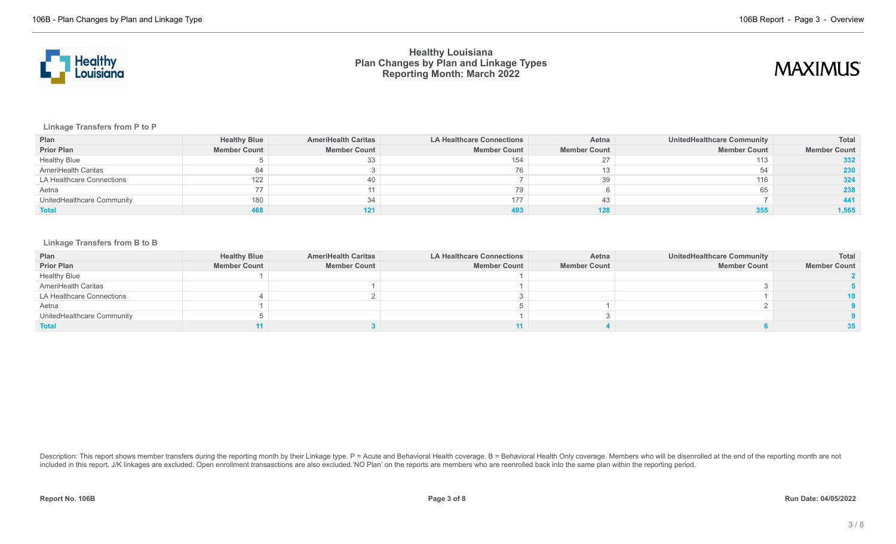# Healthy Louisiana
## Plan Changes by Plan and Linkage Types
### Reporting Month: March 2022

MAXIMUS

**Linkage Transfers from P to P**

| Plan | Healthy Blue | AmeriHealth Caritas | LA Healthcare Connections | Aetna | UnitedHealthcare Community | Total |
|---|---|---|---|---|---|---|
| **Prior Plan** | **Member Count** | **Member Count** | **Member Count** | **Member Count** | **Member Count** | **Member Count** |
| Healthy Blue | 5 | 33 | 154 | 27 | 113 | **332** |
| AmeriHealth Caritas | 84 | 3 | 76 | 13 | 54 | **230** |
| LA Healthcare Connections | 122 | 40 | 7 | 39 | 116 | **324** |
| Aetna | 77 | 11 | 79 | 6 | 65 | **238** |
| UnitedHealthcare Community | 180 | 34 | 177 | 43 | 7 | **441** |
| **Total** | **468** | **121** | **493** | **128** | **355** | **1,565** |

**Linkage Transfers from B to B**

| Plan | Healthy Blue | AmeriHealth Caritas | LA Healthcare Connections | Aetna | UnitedHealthcare Community | Total |
|---|---|---|---|---|---|---|
| **Prior Plan** | **Member Count** | **Member Count** | **Member Count** | **Member Count** | **Member Count** | **Member Count** |
| Healthy Blue | 1 | | 1 | | | **2** |
| AmeriHealth Caritas | | 1 | 1 | | 3 | **5** |
| LA Healthcare Connections | 4 | 2 | 3 | | 1 | **10** |
| Aetna | 1 | | 5 | 1 | 2 | **9** |
| UnitedHealthcare Community | 5 | | 1 | 3 | | **9** |
| **Total** | **11** | **3** | **11** | **4** | **6** | **35** |

Description: This report shows member transfers during the reporting month by their Linkage type. P = Acute and Behavioral Health coverage. B = Behavioral Health Only coverage. Members who will be disenrolled at the end of the reporting month are not included in this report. J/K linkages are excluded. Open enrollment transasctions are also excluded.'NO Plan' on the reports are members who are reenrolled back into the same plan within the reporting period.

**Report No. 106B** **Run Date: 04/05/2022**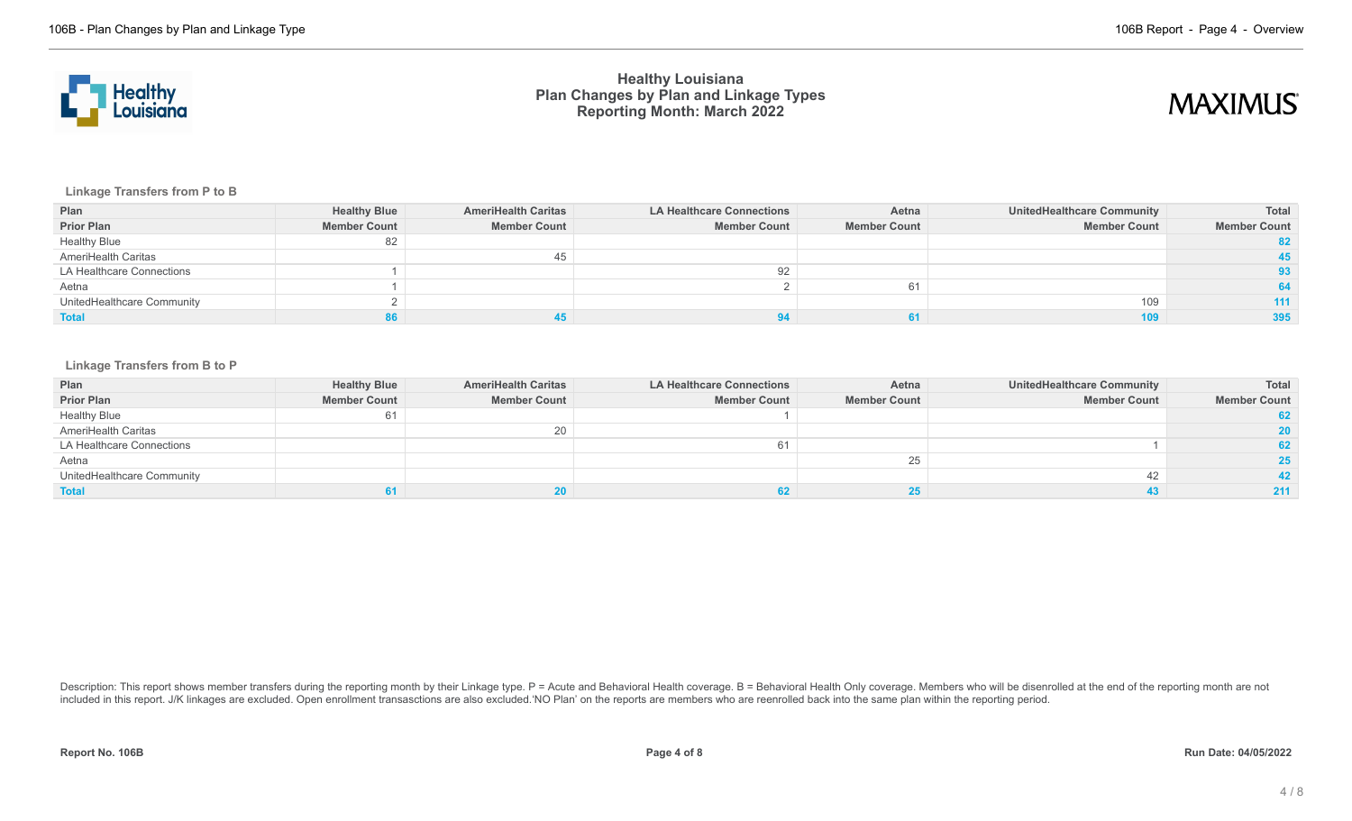# Healthy Louisiana
## Plan Changes by Plan and Linkage Types
## Reporting Month: March 2022

### Linkage Transfers from P to B

| Plan | Healthy Blue | AmeriHealth Caritas | LA Healthcare Connections | Aetna | UnitedHealthcare Community | Total |
|---|---|---|---|---|---|---|
| **Prior Plan** | **Member Count** | **Member Count** | **Member Count** | **Member Count** | **Member Count** | **Member Count** |
| Healthy Blue | 82 | | | | | 82 |
| AmeriHealth Caritas | | 45 | | | | 45 |
| LA Healthcare Connections | 1 | | 92 | | | 93 |
| Aetna | 1 | | 2 | 61 | | 64 |
| UnitedHealthcare Community | 2 | | | | 109 | 111 |
| **Total** | **86** | **45** | **94** | **61** | **109** | **395** |

### Linkage Transfers from B to P

| Plan | Healthy Blue | AmeriHealth Caritas | LA Healthcare Connections | Aetna | UnitedHealthcare Community | Total |
|---|---|---|---|---|---|---|
| **Prior Plan** | **Member Count** | **Member Count** | **Member Count** | **Member Count** | **Member Count** | **Member Count** |
| Healthy Blue | 61 | | 1 | | | 62 |
| AmeriHealth Caritas | | 20 | | | | 20 |
| LA Healthcare Connections | | | 61 | | 1 | 62 |
| Aetna | | | | 25 | | 25 |
| UnitedHealthcare Community | | | | | 42 | 42 |
| **Total** | **61** | **20** | **62** | **25** | **43** | **211** |

Description: This report shows member transfers during the reporting month by their Linkage type. P = Acute and Behavioral Health coverage. B = Behavioral Health Only coverage. Members who will be disenrolled at the end of the reporting month are not included in this report. J/K linkages are excluded. Open enrollment transasctions are also excluded.'NO Plan' on the reports are members who are reenrolled back into the same plan within the reporting period.

**Report No. 106B** **Page 4 of 8** **Run Date: 04/05/2022**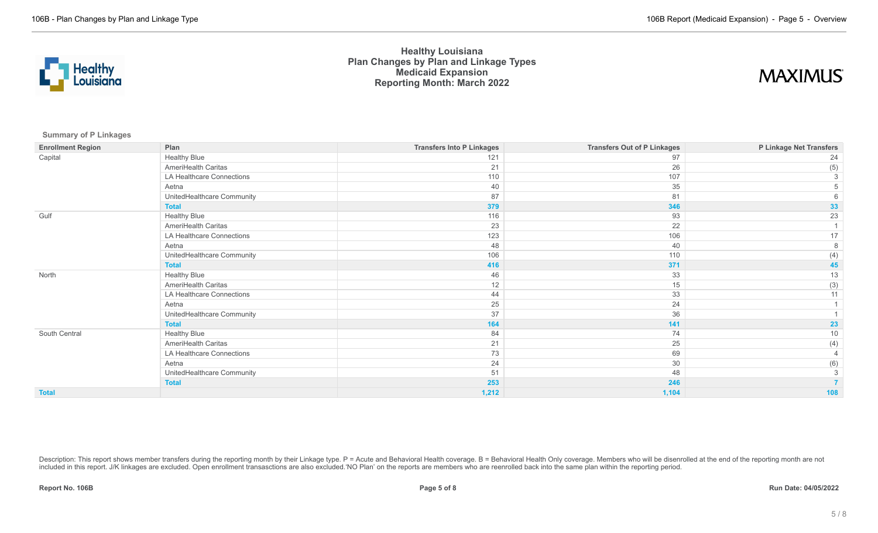# Healthy Louisiana
## Plan Changes by Plan and Linkage Types
## Medicaid Expansion
## Reporting Month: March 2022

MAXIMUS

**Summary of P Linkages**

| Enrollment Region | Plan | Transfers Into P Linkages | Transfers Out of P Linkages | P Linkage Net Transfers |
|---|---|---|---|---|
| Capital | Healthy Blue | 121 | 97 | 24 |
| | AmeriHealth Caritas | 21 | 26 | (5) |
| | LA Healthcare Connections | 110 | 107 | 3 |
| | Aetna | 40 | 35 | 5 |
| | UnitedHealthcare Community | 87 | 81 | 6 |
| | **Total** | **379** | **346** | **33** |
| Gulf | Healthy Blue | 116 | 93 | 23 |
| | AmeriHealth Caritas | 23 | 22 | 1 |
| | LA Healthcare Connections | 123 | 106 | 17 |
| | Aetna | 48 | 40 | 8 |
| | UnitedHealthcare Community | 106 | 110 | (4) |
| | **Total** | **416** | **371** | **45** |
| North | Healthy Blue | 46 | 33 | 13 |
| | AmeriHealth Caritas | 12 | 15 | (3) |
| | LA Healthcare Connections | 44 | 33 | 11 |
| | Aetna | 25 | 24 | 1 |
| | UnitedHealthcare Community | 37 | 36 | 1 |
| | **Total** | **164** | **141** | **23** |
| South Central | Healthy Blue | 84 | 74 | 10 |
| | AmeriHealth Caritas | 21 | 25 | (4) |
| | LA Healthcare Connections | 73 | 69 | 4 |
| | Aetna | 24 | 30 | (6) |
| | UnitedHealthcare Community | 51 | 48 | 3 |
| | **Total** | **253** | **246** | **7** |
| **Total** | | **1,212** | **1,104** | **108** |

Description: This report shows member transfers during the reporting month by their Linkage type. P = Acute and Behavioral Health coverage. B = Behavioral Health Only coverage. Members who will be disenrolled at the end of the reporting month are not included in this report. J/K linkages are excluded. Open enrollment transasctions are also excluded.'NO Plan' on the reports are members who are reenrolled back into the same plan within the reporting period.

**Report No. 106B** | **Run Date: 04/05/2022**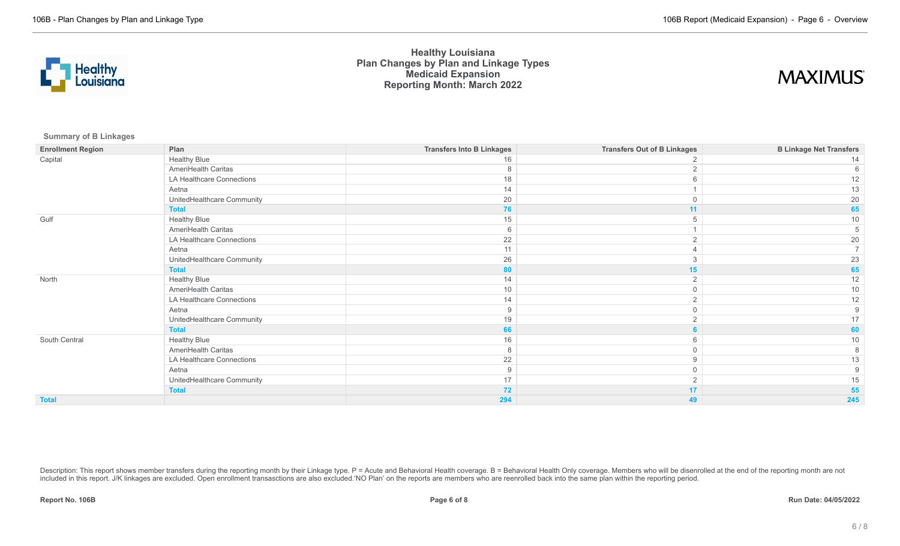# Healthy Louisiana
## Plan Changes by Plan and Linkage Types
## Medicaid Expansion
## Reporting Month: March 2022

**Summary of B Linkages**

| Enrollment Region | Plan | Transfers Into B Linkages | Transfers Out of B Linkages | B Linkage Net Transfers |
|---|---|---|---|---|
| Capital | Healthy Blue | 16 | 2 | 14 |
| | AmeriHealth Caritas | 8 | 2 | 6 |
| | LA Healthcare Connections | 18 | 6 | 12 |
| | Aetna | 14 | 1 | 13 |
| | UnitedHealthcare Community | 20 | 0 | 20 |
| | **Total** | **76** | **11** | **65** |
| Gulf | Healthy Blue | 15 | 5 | 10 |
| | AmeriHealth Caritas | 6 | 1 | 5 |
| | LA Healthcare Connections | 22 | 2 | 20 |
| | Aetna | 11 | 4 | 7 |
| | UnitedHealthcare Community | 26 | 3 | 23 |
| | **Total** | **80** | **15** | **65** |
| North | Healthy Blue | 14 | 2 | 12 |
| | AmeriHealth Caritas | 10 | 0 | 10 |
| | LA Healthcare Connections | 14 | 2 | 12 |
| | Aetna | 9 | 0 | 9 |
| | UnitedHealthcare Community | 19 | 2 | 17 |
| | **Total** | **66** | **6** | **60** |
| South Central | Healthy Blue | 16 | 6 | 10 |
| | AmeriHealth Caritas | 8 | 0 | 8 |
| | LA Healthcare Connections | 22 | 9 | 13 |
| | Aetna | 9 | 0 | 9 |
| | UnitedHealthcare Community | 17 | 2 | 15 |
| | **Total** | **72** | **17** | **55** |
| **Total** | | **294** | **49** | **245** |

Description: This report shows member transfers during the reporting month by their Linkage type. P = Acute and Behavioral Health coverage. B = Behavioral Health Only coverage. Members who will be disenrolled at the end of the reporting month are not included in this report. J/K linkages are excluded. Open enrollment transasctions are also excluded.'NO Plan' on the reports are members who are reenrolled back into the same plan within the reporting period.

**Report No. 106B** **Run Date: 04/05/2022**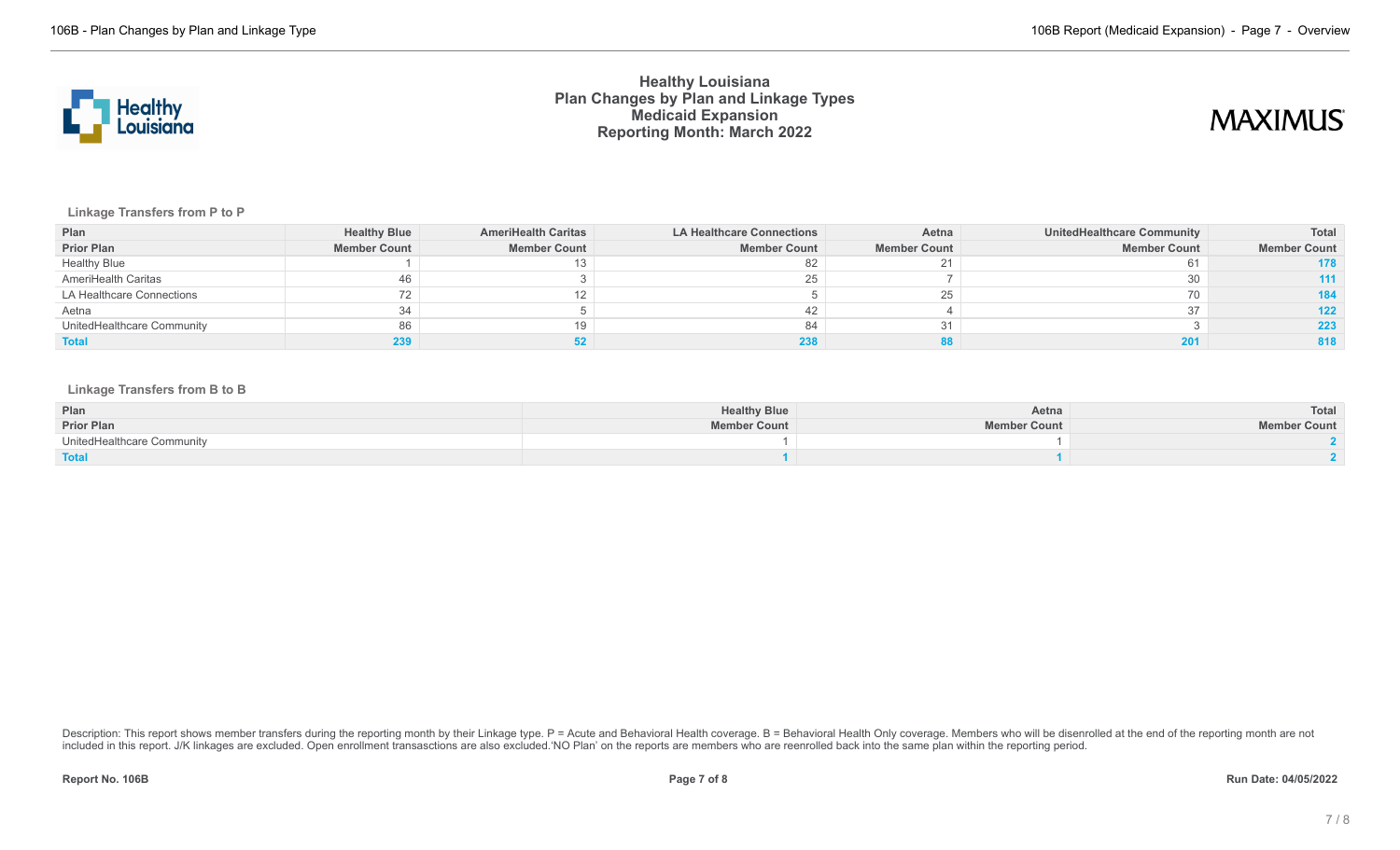# Healthy Louisiana
## Plan Changes by Plan and Linkage Types
## Medicaid Expansion
## Reporting Month: March 2022

### Linkage Transfers from P to P

| Plan | Healthy Blue | AmeriHealth Caritas | LA Healthcare Connections | Aetna | UnitedHealthcare Community | Total |
|---|---|---|---|---|---|---|
| **Prior Plan** | **Member Count** | **Member Count** | **Member Count** | **Member Count** | **Member Count** | **Member Count** |
| Healthy Blue | 1 | 13 | 82 | 21 | 61 | 178 |
| AmeriHealth Caritas | 46 | 3 | 25 | 7 | 30 | 111 |
| LA Healthcare Connections | 72 | 12 | 5 | 25 | 70 | 184 |
| Aetna | 34 | 5 | 42 | 4 | 37 | 122 |
| UnitedHealthcare Community | 86 | 19 | 84 | 31 | 3 | 223 |
| **Total** | **239** | **52** | **238** | **88** | **201** | **818** |

### Linkage Transfers from B to B

| Plan | Healthy Blue | Aetna | Total |
|---|---|---|---|
| **Prior Plan** | **Member Count** | **Member Count** | **Member Count** |
| UnitedHealthcare Community | 1 | 1 | 2 |
| **Total** | **1** | **1** | **2** |

Description: This report shows member transfers during the reporting month by their Linkage type. P = Acute and Behavioral Health coverage. B = Behavioral Health Only coverage. Members who will be disenrolled at the end of the reporting month are not included in this report. J/K linkages are excluded. Open enrollment transasctions are also excluded.'NO Plan' on the reports are members who are reenrolled back into the same plan within the reporting period.

**Report No. 106B** **Run Date: 04/05/2022**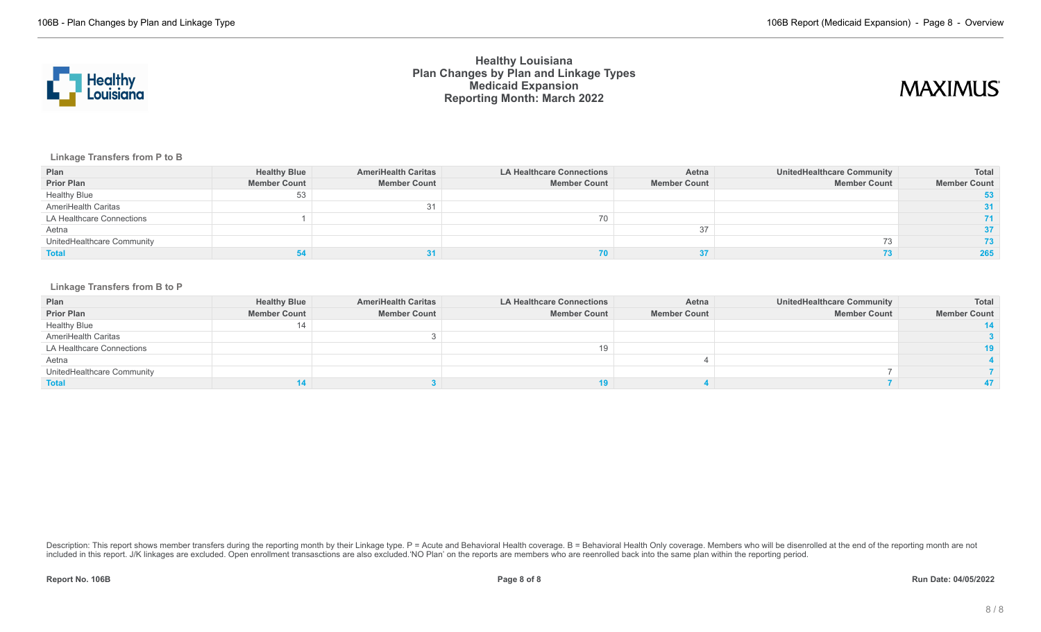# Healthy Louisiana
## Plan Changes by Plan and Linkage Types
## Medicaid Expansion
## Reporting Month: March 2022

### Linkage Transfers from P to B

| Plan | Healthy Blue | AmeriHealth Caritas | LA Healthcare Connections | Aetna | UnitedHealthcare Community | Total |
|---|---|---|---|---|---|---|
| **Prior Plan** | **Member Count** | **Member Count** | **Member Count** | **Member Count** | **Member Count** | **Member Count** |
| Healthy Blue | 53 | | | | | 53 |
| AmeriHealth Caritas | | 31 | | | | 31 |
| LA Healthcare Connections | 1 | | 70 | | | 71 |
| Aetna | | | | 37 | | 37 |
| UnitedHealthcare Community | | | | | 73 | 73 |
| **Total** | **54** | **31** | **70** | **37** | **73** | **265** |

### Linkage Transfers from B to P

| Plan | Healthy Blue | AmeriHealth Caritas | LA Healthcare Connections | Aetna | UnitedHealthcare Community | Total |
|---|---|---|---|---|---|---|
| **Prior Plan** | **Member Count** | **Member Count** | **Member Count** | **Member Count** | **Member Count** | **Member Count** |
| Healthy Blue | 14 | | | | | 14 |
| AmeriHealth Caritas | | 3 | | | | 3 |
| LA Healthcare Connections | | | 19 | | | 19 |
| Aetna | | | | 4 | | 4 |
| UnitedHealthcare Community | | | | | 7 | 7 |
| **Total** | **14** | **3** | **19** | **4** | **7** | **47** |

Description: This report shows member transfers during the reporting month by their Linkage type. P = Acute and Behavioral Health coverage. B = Behavioral Health Only coverage. Members who will be disenrolled at the end of the reporting month are not included in this report. J/K linkages are excluded. Open enrollment transasctions are also excluded.'NO Plan' on the reports are members who are reenrolled back into the same plan within the reporting period.

**Report No. 106B** **Run Date: 04/05/2022**